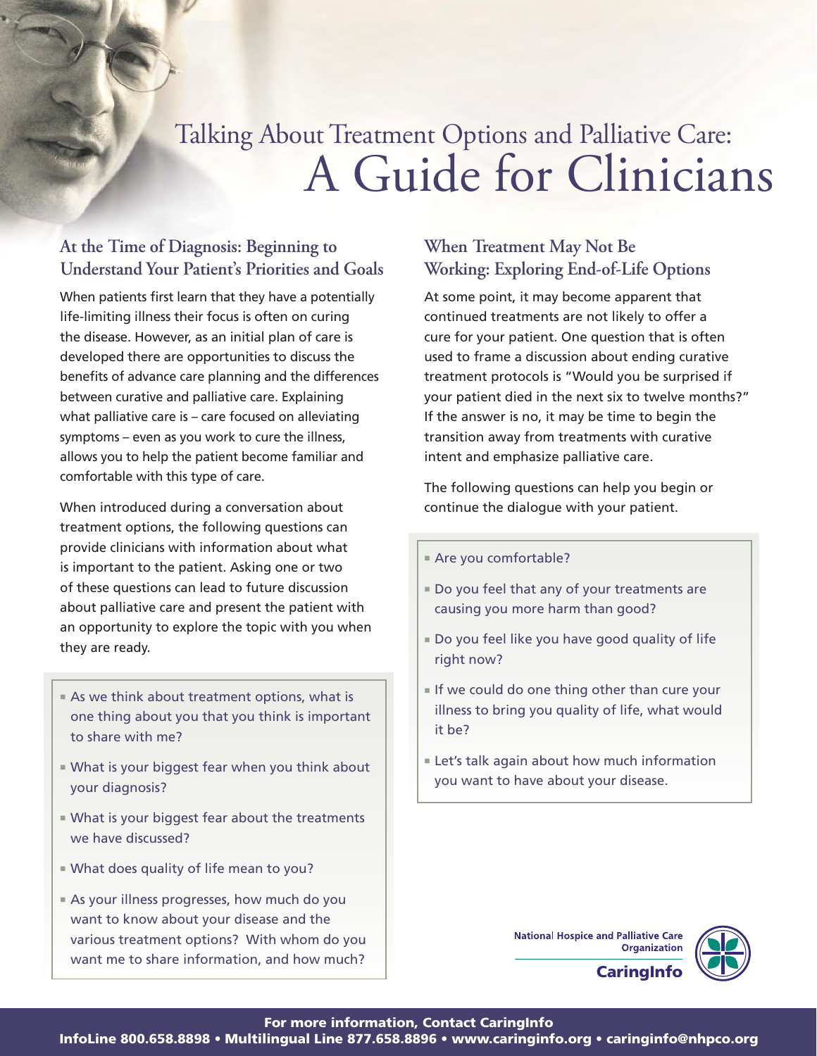# Talking About Treatment Options and Palliative Care: A Guide for Clinicians

## At the Time of Diagnosis: Beginning to Understand Your Patient's Priorities and Goals

When patients first learn that they have a potentially life-limiting illness their focus is often on curing the disease. However, as an initial plan of care is developed there are opportunities to discuss the benefits of advance care planning and the differences between curative and palliative care. Explaining what palliative care is – care focused on alleviating symptoms – even as you work to cure the illness, allows you to help the patient become familiar and comfortable with this type of care.

When introduced during a conversation about treatment options, the following questions can provide clinicians with information about what is important to the patient. Asking one or two of these questions can lead to future discussion about palliative care and present the patient with an opportunity to explore the topic with you when they are ready.

- As we think about treatment options, what is one thing about you that you think is important to share with me?
- What is your biggest fear when you think about your diagnosis?
- What is your biggest fear about the treatments we have discussed?
- What does quality of life mean to you?
- As your illness progresses, how much do you want to know about your disease and the various treatment options? With whom do you want me to share information, and how much?

## When Treatment May Not Be Working: Exploring End-of-Life Options

At some point, it may become apparent that continued treatments are not likely to offer a cure for your patient. One question that is often used to frame a discussion about ending curative treatment protocols is "Would you be surprised if your patient died in the next six to twelve months?" If the answer is no, it may be time to begin the transition away from treatments with curative intent and emphasize palliative care.

The following questions can help you begin or continue the dialogue with your patient.

- Are you comfortable?
- Do you feel that any of your treatments are causing you more harm than good?
- Do you feel like you have good quality of life right now?
- If we could do one thing other than cure your illness to bring you quality of life, what would it be?
- Let's talk again about how much information you want to have about your disease.

National Hospice and Palliative Care Organization

CaringInfo

**For more information, Contact CaringInfo**
**InfoLine 800.658.8898 • Multilingual Line 877.658.8896 • www.caringinfo.org • caringinfo@nhpco.org**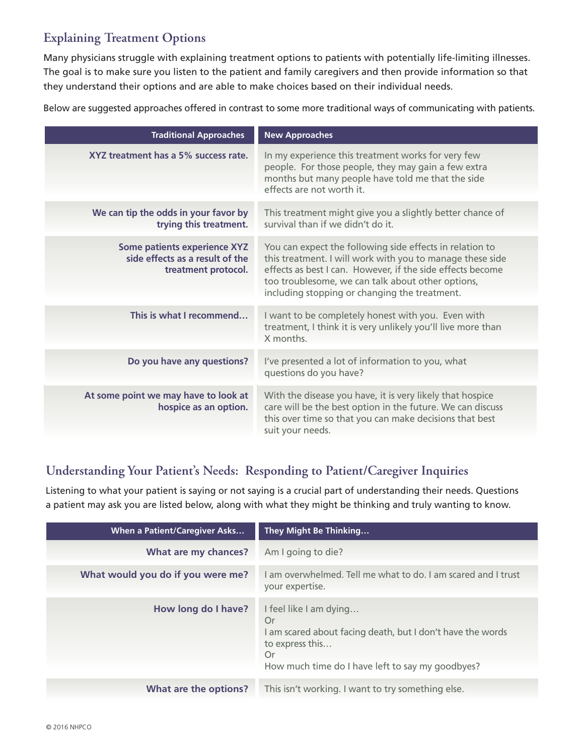## Explaining Treatment Options

Many physicians struggle with explaining treatment options to patients with potentially life-limiting illnesses. The goal is to make sure you listen to the patient and family caregivers and then provide information so that they understand their options and are able to make choices based on their individual needs.

Below are suggested approaches offered in contrast to some more traditional ways of communicating with patients.

| Traditional Approaches | New Approaches |
|---|---|
| **XYZ treatment has a 5% success rate.** | In my experience this treatment works for very few people. For those people, they may gain a few extra months but many people have told me that the side effects are not worth it. |
| **We can tip the odds in your favor by trying this treatment.** | This treatment might give you a slightly better chance of survival than if we didn't do it. |
| **Some patients experience XYZ side effects as a result of the treatment protocol.** | You can expect the following side effects in relation to this treatment. I will work with you to manage these side effects as best I can. However, if the side effects become too troublesome, we can talk about other options, including stopping or changing the treatment. |
| **This is what I recommend…** | I want to be completely honest with you. Even with treatment, I think it is very unlikely you'll live more than X months. |
| **Do you have any questions?** | I've presented a lot of information to you, what questions do you have? |
| **At some point we may have to look at hospice as an option.** | With the disease you have, it is very likely that hospice care will be the best option in the future. We can discuss this over time so that you can make decisions that best suit your needs. |

## Understanding Your Patient's Needs: Responding to Patient/Caregiver Inquiries

Listening to what your patient is saying or not saying is a crucial part of understanding their needs. Questions a patient may ask you are listed below, along with what they might be thinking and truly wanting to know.

| When a Patient/Caregiver Asks… | They Might Be Thinking… |
|---|---|
| **What are my chances?** | Am I going to die? |
| **What would you do if you were me?** | I am overwhelmed. Tell me what to do. I am scared and I trust your expertise. |
| **How long do I have?** | I feel like I am dying… Or I am scared about facing death, but I don't have the words to express this… Or How much time do I have left to say my goodbyes? |
| **What are the options?** | This isn't working. I want to try something else. |

© 2016 NHPCO